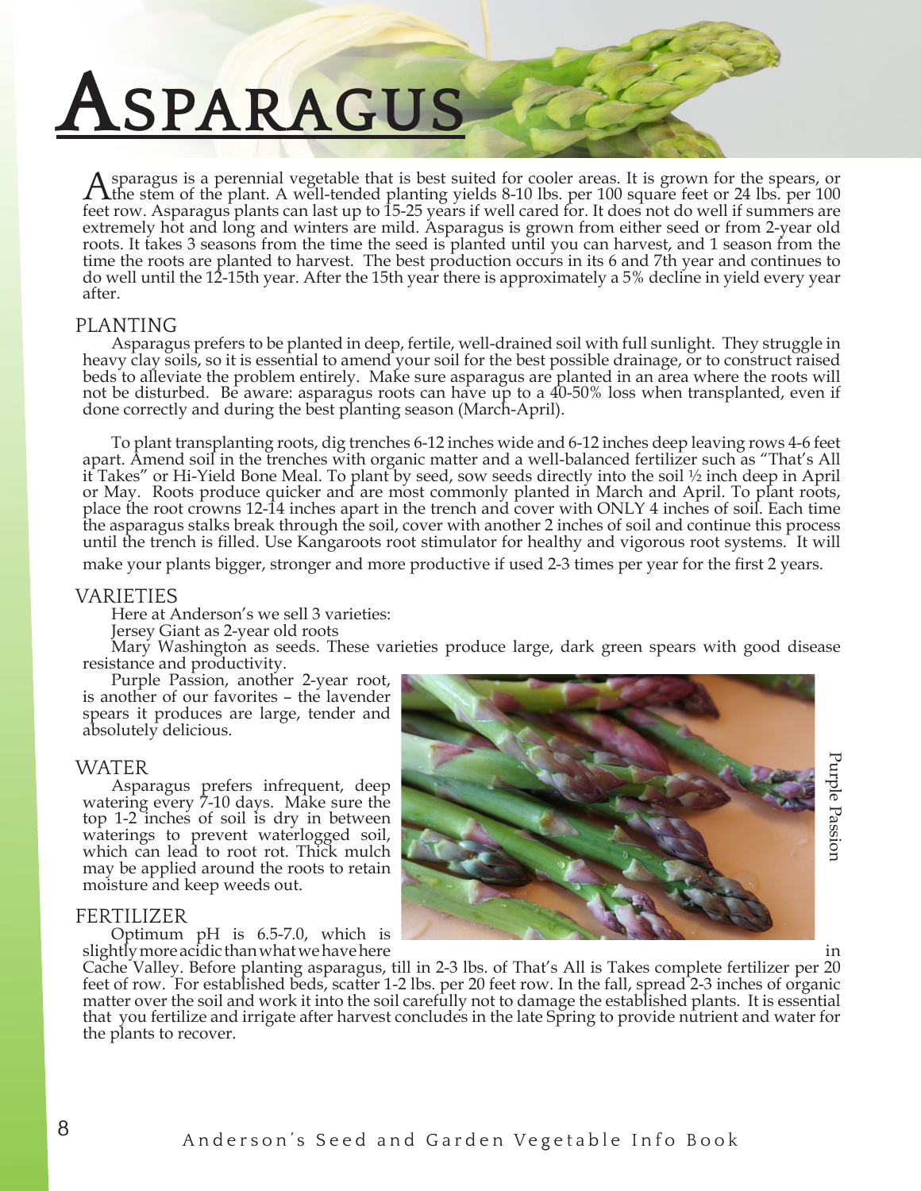# Asparagus

Asparagus is a perennial vegetable that is best suited for cooler areas. It is grown for the spears, or the stem of the plant. A well-tended planting yields 8-10 lbs. per 100 square feet or 24 lbs. per 100 feet row. Asparagus plants can last up to 15-25 years if well cared for. It does not do well if summers are extremely hot and long and winters are mild. Asparagus is grown from either seed or from 2-year old roots. It takes 3 seasons from the time the seed is planted until you can harvest, and 1 season from the time the roots are planted to harvest. The best production occurs in its 6 and 7th year and continues to do well until the 12-15th year. After the 15th year there is approximately a 5% decline in yield every year after.

## PLANTING

Asparagus prefers to be planted in deep, fertile, well-drained soil with full sunlight. They struggle in heavy clay soils, so it is essential to amend your soil for the best possible drainage, or to construct raised beds to alleviate the problem entirely. Make sure asparagus are planted in an area where the roots will not be disturbed. Be aware: asparagus roots can have up to a 40-50% loss when transplanted, even if done correctly and during the best planting season (March-April).

To plant transplanting roots, dig trenches 6-12 inches wide and 6-12 inches deep leaving rows 4-6 feet apart. Amend soil in the trenches with organic matter and a well-balanced fertilizer such as "That's All it Takes" or Hi-Yield Bone Meal. To plant by seed, sow seeds directly into the soil ½ inch deep in April or May. Roots produce quicker and are most commonly planted in March and April. To plant roots, place the root crowns 12-14 inches apart in the trench and cover with ONLY 4 inches of soil. Each time the asparagus stalks break through the soil, cover with another 2 inches of soil and continue this process until the trench is filled. Use Kangaroots root stimulator for healthy and vigorous root systems. It will make your plants bigger, stronger and more productive if used 2-3 times per year for the first 2 years.

## VARIETIES

Here at Anderson's we sell 3 varieties:

Jersey Giant as 2-year old roots

Mary Washington as seeds. These varieties produce large, dark green spears with good disease resistance and productivity.

Purple Passion, another 2-year root, is another of our favorites – the lavender spears it produces are large, tender and absolutely delicious.

Purple Passion

## WATER

Asparagus prefers infrequent, deep watering every 7-10 days. Make sure the top 1-2 inches of soil is dry in between waterings to prevent waterlogged soil, which can lead to root rot. Thick mulch may be applied around the roots to retain moisture and keep weeds out.

## FERTILIZER

Optimum pH is 6.5-7.0, which is slightly more acidic than what we have here in Cache Valley. Before planting asparagus, till in 2-3 lbs. of That's All is Takes complete fertilizer per 20 feet of row. For established beds, scatter 1-2 lbs. per 20 feet row. In the fall, spread 2-3 inches of organic matter over the soil and work it into the soil carefully not to damage the established plants. It is essential that you fertilize and irrigate after harvest concludes in the late Spring to provide nutrient and water for the plants to recover.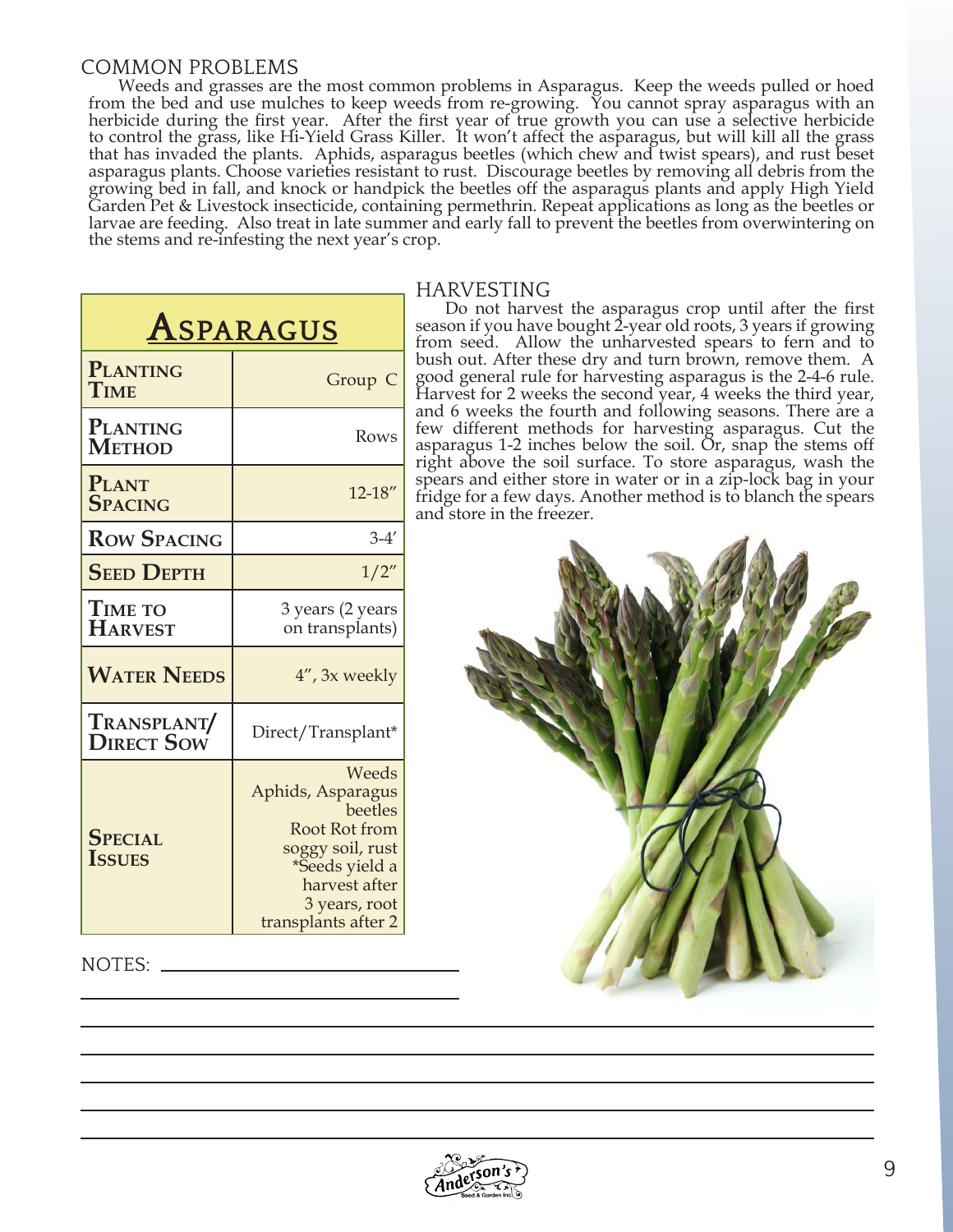## COMMON PROBLEMS

Weeds and grasses are the most common problems in Asparagus. Keep the weeds pulled or hoed from the bed and use mulches to keep weeds from re-growing. You cannot spray asparagus with an herbicide during the first year. After the first year of true growth you can use a selective herbicide to control the grass, like Hi-Yield Grass Killer. It won't affect the asparagus, but will kill all the grass that has invaded the plants. Aphids, asparagus beetles (which chew and twist spears), and rust beset asparagus plants. Choose varieties resistant to rust. Discourage beetles by removing all debris from the growing bed in fall, and knock or handpick the beetles off the asparagus plants and apply High Yield Garden Pet & Livestock insecticide, containing permethrin. Repeat applications as long as the beetles or larvae are feeding. Also treat in late summer and early fall to prevent the beetles from overwintering on the stems and re-infesting the next year's crop.

| Asparagus | |
|---|---|
| **Planting Time** | Group C |
| **Planting Method** | Rows |
| **Plant Spacing** | 12-18" |
| **Row Spacing** | 3-4' |
| **Seed Depth** | 1/2" |
| **Time to Harvest** | 3 years (2 years on transplants) |
| **Water Needs** | 4", 3x weekly |
| **Transplant/ Direct Sow** | Direct/Transplant* |
| **Special Issues** | Weeds Aphids, Asparagus beetles Root Rot from soggy soil, rust *Seeds yield a harvest after 3 years, root transplants after 2 |

NOTES: ______________________________

## HARVESTING

Do not harvest the asparagus crop until after the first season if you have bought 2-year old roots, 3 years if growing from seed. Allow the unharvested spears to fern and to bush out. After these dry and turn brown, remove them. A good general rule for harvesting asparagus is the 2-4-6 rule. Harvest for 2 weeks the second year, 4 weeks the third year, and 6 weeks the fourth and following seasons. There are a few different methods for harvesting asparagus. Cut the asparagus 1-2 inches below the soil. Or, snap the stems off right above the soil surface. To store asparagus, wash the spears and either store in water or in a zip-lock bag in your fridge for a few days. Another method is to blanch the spears and store in the freezer.